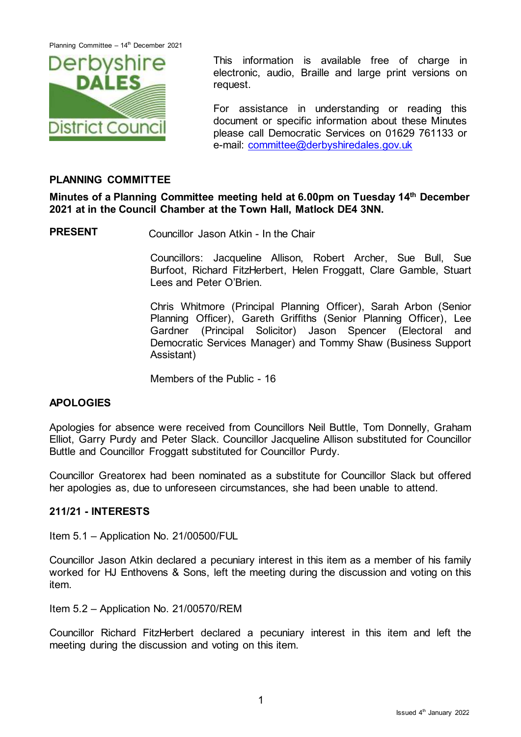This information is available free of charge in electronic, audio, Braille and large print versions on request.

For assistance in understanding or reading this document or specific information about these Minutes please call Democratic Services on 01629 761133 or e-mail: committee@derbyshiredales.gov.uk

## PLANNING COMMITTEE

**Minutes of a Planning Committee meeting held at 6.00pm on Tuesday 14th December 2021 at in the Council Chamber at the Town Hall, Matlock DE4 3NN.**

**PRESENT** Councillor Jason Atkin - In the Chair

Councillors: Jacqueline Allison, Robert Archer, Sue Bull, Sue Burfoot, Richard FitzHerbert, Helen Froggatt, Clare Gamble, Stuart Lees and Peter O'Brien.

Chris Whitmore (Principal Planning Officer), Sarah Arbon (Senior Planning Officer), Gareth Griffiths (Senior Planning Officer), Lee Gardner (Principal Solicitor) Jason Spencer (Electoral and Democratic Services Manager) and Tommy Shaw (Business Support Assistant)

Members of the Public - 16

### APOLOGIES

Apologies for absence were received from Councillors Neil Buttle, Tom Donnelly, Graham Elliot, Garry Purdy and Peter Slack. Councillor Jacqueline Allison substituted for Councillor Buttle and Councillor Froggatt substituted for Councillor Purdy.

Councillor Greatorex had been nominated as a substitute for Councillor Slack but offered her apologies as, due to unforeseen circumstances, she had been unable to attend.

### 211/21 - INTERESTS

Item 5.1 – Application No. 21/00500/FUL

Councillor Jason Atkin declared a pecuniary interest in this item as a member of his family worked for HJ Enthovens & Sons, left the meeting during the discussion and voting on this item.

Item 5.2 – Application No. 21/00570/REM

Councillor Richard FitzHerbert declared a pecuniary interest in this item and left the meeting during the discussion and voting on this item.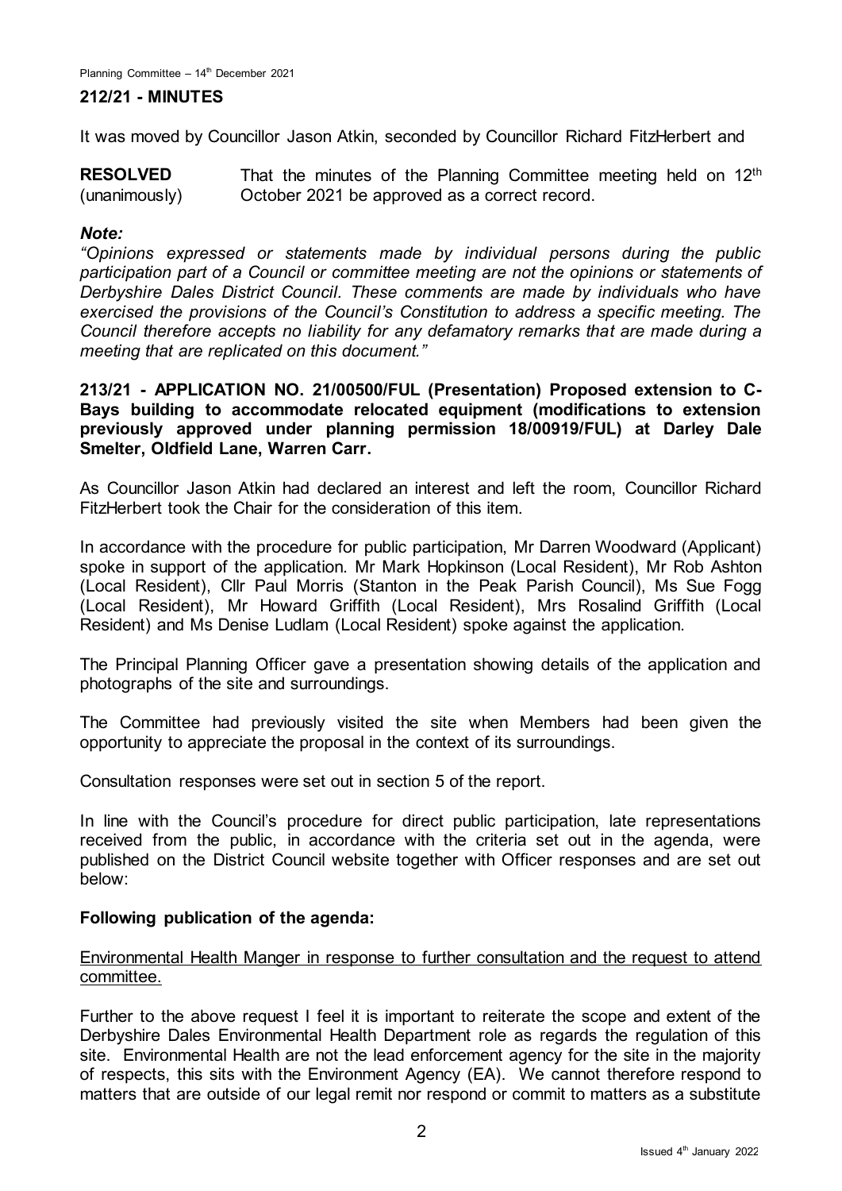## 212/21 - MINUTES

It was moved by Councillor Jason Atkin, seconded by Councillor Richard FitzHerbert and

**RESOLVED** (unanimously) That the minutes of the Planning Committee meeting held on 12th October 2021 be approved as a correct record.

***Note:***

*"Opinions expressed or statements made by individual persons during the public participation part of a Council or committee meeting are not the opinions or statements of Derbyshire Dales District Council. These comments are made by individuals who have exercised the provisions of the Council's Constitution to address a specific meeting. The Council therefore accepts no liability for any defamatory remarks that are made during a meeting that are replicated on this document."*

## 213/21 - APPLICATION NO. 21/00500/FUL (Presentation) Proposed extension to C-Bays building to accommodate relocated equipment (modifications to extension previously approved under planning permission 18/00919/FUL) at Darley Dale Smelter, Oldfield Lane, Warren Carr.

As Councillor Jason Atkin had declared an interest and left the room, Councillor Richard FitzHerbert took the Chair for the consideration of this item.

In accordance with the procedure for public participation, Mr Darren Woodward (Applicant) spoke in support of the application. Mr Mark Hopkinson (Local Resident), Mr Rob Ashton (Local Resident), Cllr Paul Morris (Stanton in the Peak Parish Council), Ms Sue Fogg (Local Resident), Mr Howard Griffith (Local Resident), Mrs Rosalind Griffith (Local Resident) and Ms Denise Ludlam (Local Resident) spoke against the application.

The Principal Planning Officer gave a presentation showing details of the application and photographs of the site and surroundings.

The Committee had previously visited the site when Members had been given the opportunity to appreciate the proposal in the context of its surroundings.

Consultation responses were set out in section 5 of the report.

In line with the Council's procedure for direct public participation, late representations received from the public, in accordance with the criteria set out in the agenda, were published on the District Council website together with Officer responses and are set out below:

**Following publication of the agenda:**

Environmental Health Manger in response to further consultation and the request to attend committee.

Further to the above request I feel it is important to reiterate the scope and extent of the Derbyshire Dales Environmental Health Department role as regards the regulation of this site. Environmental Health are not the lead enforcement agency for the site in the majority of respects, this sits with the Environment Agency (EA). We cannot therefore respond to matters that are outside of our legal remit nor respond or commit to matters as a substitute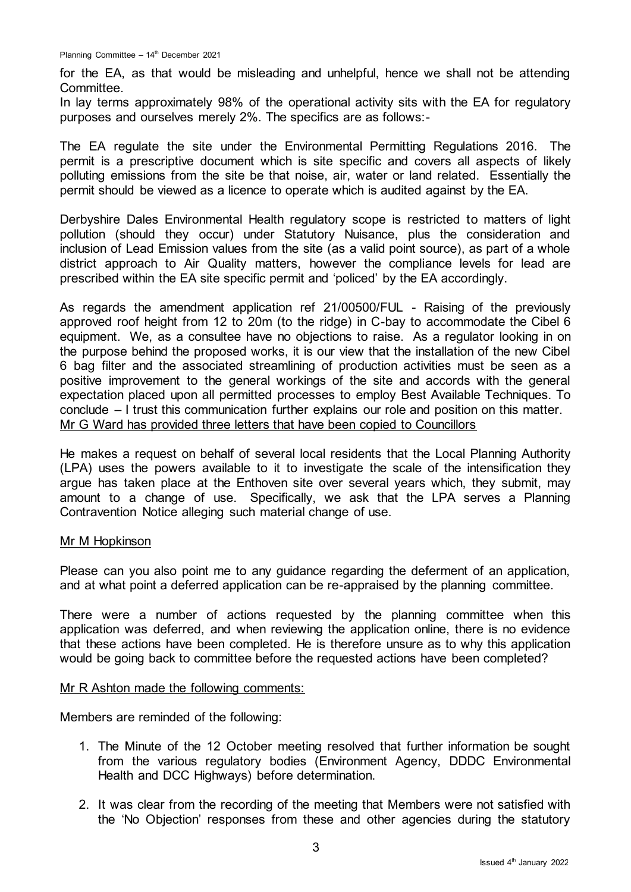for the EA, as that would be misleading and unhelpful, hence we shall not be attending Committee.

In lay terms approximately 98% of the operational activity sits with the EA for regulatory purposes and ourselves merely 2%. The specifics are as follows:-

The EA regulate the site under the Environmental Permitting Regulations 2016. The permit is a prescriptive document which is site specific and covers all aspects of likely polluting emissions from the site be that noise, air, water or land related. Essentially the permit should be viewed as a licence to operate which is audited against by the EA.

Derbyshire Dales Environmental Health regulatory scope is restricted to matters of light pollution (should they occur) under Statutory Nuisance, plus the consideration and inclusion of Lead Emission values from the site (as a valid point source), as part of a whole district approach to Air Quality matters, however the compliance levels for lead are prescribed within the EA site specific permit and 'policed' by the EA accordingly.

As regards the amendment application ref 21/00500/FUL - Raising of the previously approved roof height from 12 to 20m (to the ridge) in C-bay to accommodate the Cibel 6 equipment. We, as a consultee have no objections to raise. As a regulator looking in on the purpose behind the proposed works, it is our view that the installation of the new Cibel 6 bag filter and the associated streamlining of production activities must be seen as a positive improvement to the general workings of the site and accords with the general expectation placed upon all permitted processes to employ Best Available Techniques. To conclude – I trust this communication further explains our role and position on this matter.

<u>Mr G Ward has provided three letters that have been copied to Councillors</u>

He makes a request on behalf of several local residents that the Local Planning Authority (LPA) uses the powers available to it to investigate the scale of the intensification they argue has taken place at the Enthoven site over several years which, they submit, may amount to a change of use. Specifically, we ask that the LPA serves a Planning Contravention Notice alleging such material change of use.

<u>Mr M Hopkinson</u>

Please can you also point me to any guidance regarding the deferment of an application, and at what point a deferred application can be re-appraised by the planning committee.

There were a number of actions requested by the planning committee when this application was deferred, and when reviewing the application online, there is no evidence that these actions have been completed. He is therefore unsure as to why this application would be going back to committee before the requested actions have been completed?

<u>Mr R Ashton made the following comments:</u>

Members are reminded of the following:

1. The Minute of the 12 October meeting resolved that further information be sought from the various regulatory bodies (Environment Agency, DDDC Environmental Health and DCC Highways) before determination.
2. It was clear from the recording of the meeting that Members were not satisfied with the 'No Objection' responses from these and other agencies during the statutory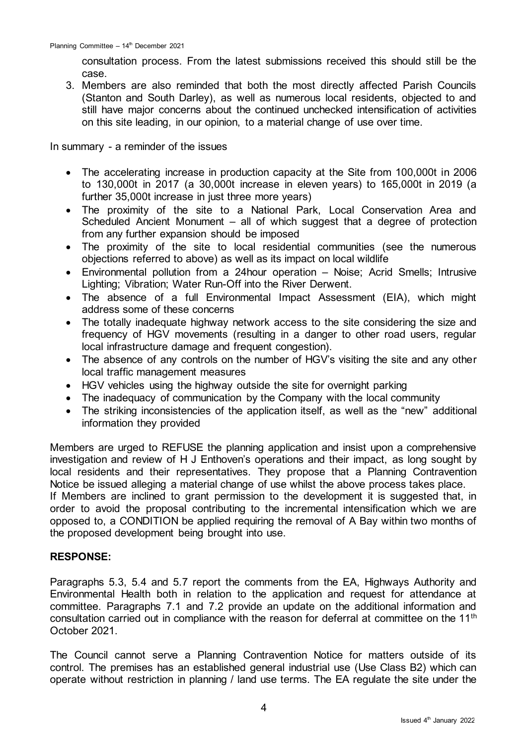consultation process. From the latest submissions received this should still be the case.

3. Members are also reminded that both the most directly affected Parish Councils (Stanton and South Darley), as well as numerous local residents, objected to and still have major concerns about the continued unchecked intensification of activities on this site leading, in our opinion, to a material change of use over time.

In summary - a reminder of the issues

- The accelerating increase in production capacity at the Site from 100,000t in 2006 to 130,000t in 2017 (a 30,000t increase in eleven years) to 165,000t in 2019 (a further 35,000t increase in just three more years)
- The proximity of the site to a National Park, Local Conservation Area and Scheduled Ancient Monument – all of which suggest that a degree of protection from any further expansion should be imposed
- The proximity of the site to local residential communities (see the numerous objections referred to above) as well as its impact on local wildlife
- Environmental pollution from a 24hour operation – Noise; Acrid Smells; Intrusive Lighting; Vibration; Water Run-Off into the River Derwent.
- The absence of a full Environmental Impact Assessment (EIA), which might address some of these concerns
- The totally inadequate highway network access to the site considering the size and frequency of HGV movements (resulting in a danger to other road users, regular local infrastructure damage and frequent congestion).
- The absence of any controls on the number of HGV's visiting the site and any other local traffic management measures
- HGV vehicles using the highway outside the site for overnight parking
- The inadequacy of communication by the Company with the local community
- The striking inconsistencies of the application itself, as well as the "new" additional information they provided

Members are urged to REFUSE the planning application and insist upon a comprehensive investigation and review of H J Enthoven's operations and their impact, as long sought by local residents and their representatives. They propose that a Planning Contravention Notice be issued alleging a material change of use whilst the above process takes place.
If Members are inclined to grant permission to the development it is suggested that, in order to avoid the proposal contributing to the incremental intensification which we are opposed to, a CONDITION be applied requiring the removal of A Bay within two months of the proposed development being brought into use.

**RESPONSE:**

Paragraphs 5.3, 5.4 and 5.7 report the comments from the EA, Highways Authority and Environmental Health both in relation to the application and request for attendance at committee. Paragraphs 7.1 and 7.2 provide an update on the additional information and consultation carried out in compliance with the reason for deferral at committee on the 11th October 2021.

The Council cannot serve a Planning Contravention Notice for matters outside of its control. The premises has an established general industrial use (Use Class B2) which can operate without restriction in planning / land use terms. The EA regulate the site under the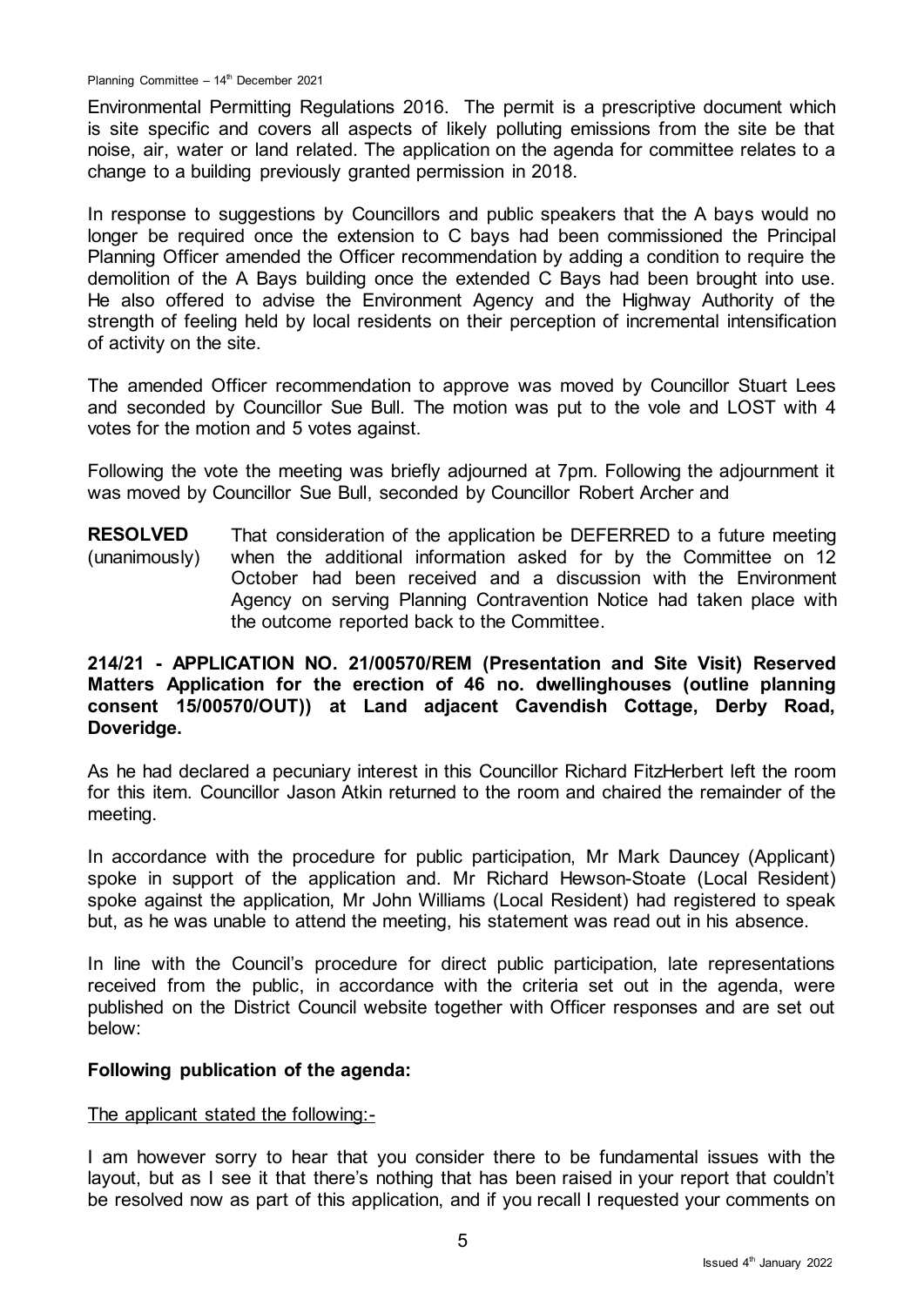Environmental Permitting Regulations 2016. The permit is a prescriptive document which is site specific and covers all aspects of likely polluting emissions from the site be that noise, air, water or land related. The application on the agenda for committee relates to a change to a building previously granted permission in 2018.

In response to suggestions by Councillors and public speakers that the A bays would no longer be required once the extension to C bays had been commissioned the Principal Planning Officer amended the Officer recommendation by adding a condition to require the demolition of the A Bays building once the extended C Bays had been brought into use. He also offered to advise the Environment Agency and the Highway Authority of the strength of feeling held by local residents on their perception of incremental intensification of activity on the site.

The amended Officer recommendation to approve was moved by Councillor Stuart Lees and seconded by Councillor Sue Bull. The motion was put to the vole and LOST with 4 votes for the motion and 5 votes against.

Following the vote the meeting was briefly adjourned at 7pm. Following the adjournment it was moved by Councillor Sue Bull, seconded by Councillor Robert Archer and

**RESOLVED** (unanimously) That consideration of the application be DEFERRED to a future meeting when the additional information asked for by the Committee on 12 October had been received and a discussion with the Environment Agency on serving Planning Contravention Notice had taken place with the outcome reported back to the Committee.

**214/21 - APPLICATION NO. 21/00570/REM (Presentation and Site Visit) Reserved Matters Application for the erection of 46 no. dwellinghouses (outline planning consent 15/00570/OUT)) at Land adjacent Cavendish Cottage, Derby Road, Doveridge.**

As he had declared a pecuniary interest in this Councillor Richard FitzHerbert left the room for this item. Councillor Jason Atkin returned to the room and chaired the remainder of the meeting.

In accordance with the procedure for public participation, Mr Mark Dauncey (Applicant) spoke in support of the application and. Mr Richard Hewson-Stoate (Local Resident) spoke against the application, Mr John Williams (Local Resident) had registered to speak but, as he was unable to attend the meeting, his statement was read out in his absence.

In line with the Council's procedure for direct public participation, late representations received from the public, in accordance with the criteria set out in the agenda, were published on the District Council website together with Officer responses and are set out below:

**Following publication of the agenda:**

<u>The applicant stated the following:-</u>

I am however sorry to hear that you consider there to be fundamental issues with the layout, but as I see it that there's nothing that has been raised in your report that couldn't be resolved now as part of this application, and if you recall I requested your comments on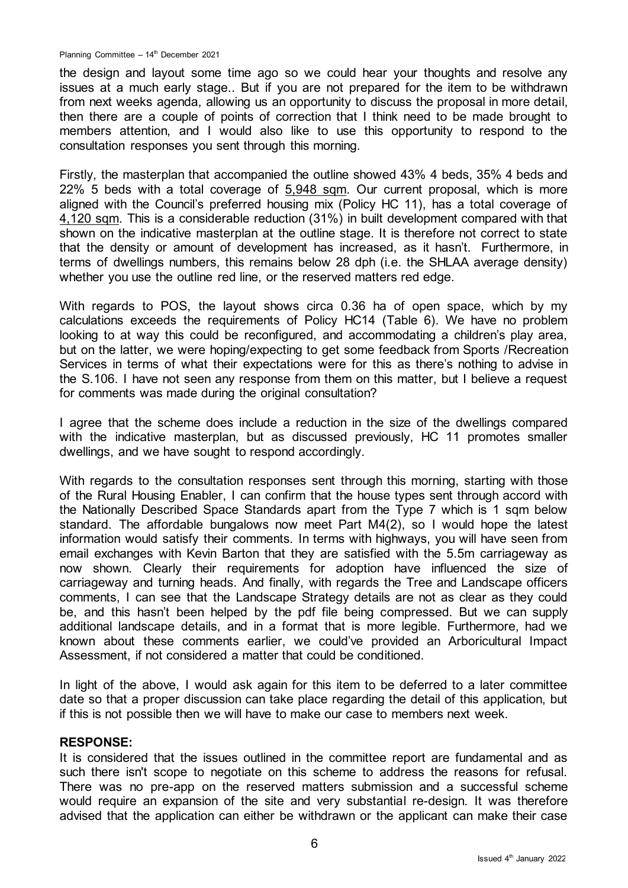the design and layout some time ago so we could hear your thoughts and resolve any issues at a much early stage.. But if you are not prepared for the item to be withdrawn from next weeks agenda, allowing us an opportunity to discuss the proposal in more detail, then there are a couple of points of correction that I think need to be made brought to members attention, and I would also like to use this opportunity to respond to the consultation responses you sent through this morning.

Firstly, the masterplan that accompanied the outline showed 43% 4 beds, 35% 4 beds and 22% 5 beds with a total coverage of 5,948 sqm. Our current proposal, which is more aligned with the Council's preferred housing mix (Policy HC 11), has a total coverage of 4,120 sqm. This is a considerable reduction (31%) in built development compared with that shown on the indicative masterplan at the outline stage. It is therefore not correct to state that the density or amount of development has increased, as it hasn't. Furthermore, in terms of dwellings numbers, this remains below 28 dph (i.e. the SHLAA average density) whether you use the outline red line, or the reserved matters red edge.

With regards to POS, the layout shows circa 0.36 ha of open space, which by my calculations exceeds the requirements of Policy HC14 (Table 6). We have no problem looking to at way this could be reconfigured, and accommodating a children's play area, but on the latter, we were hoping/expecting to get some feedback from Sports /Recreation Services in terms of what their expectations were for this as there's nothing to advise in the S.106. I have not seen any response from them on this matter, but I believe a request for comments was made during the original consultation?

I agree that the scheme does include a reduction in the size of the dwellings compared with the indicative masterplan, but as discussed previously, HC 11 promotes smaller dwellings, and we have sought to respond accordingly.

With regards to the consultation responses sent through this morning, starting with those of the Rural Housing Enabler, I can confirm that the house types sent through accord with the Nationally Described Space Standards apart from the Type 7 which is 1 sqm below standard. The affordable bungalows now meet Part M4(2), so I would hope the latest information would satisfy their comments. In terms with highways, you will have seen from email exchanges with Kevin Barton that they are satisfied with the 5.5m carriageway as now shown. Clearly their requirements for adoption have influenced the size of carriageway and turning heads. And finally, with regards the Tree and Landscape officers comments, I can see that the Landscape Strategy details are not as clear as they could be, and this hasn't been helped by the pdf file being compressed. But we can supply additional landscape details, and in a format that is more legible. Furthermore, had we known about these comments earlier, we could've provided an Arboricultural Impact Assessment, if not considered a matter that could be conditioned.

In light of the above, I would ask again for this item to be deferred to a later committee date so that a proper discussion can take place regarding the detail of this application, but if this is not possible then we will have to make our case to members next week.

**RESPONSE:**
It is considered that the issues outlined in the committee report are fundamental and as such there isn't scope to negotiate on this scheme to address the reasons for refusal. There was no pre-app on the reserved matters submission and a successful scheme would require an expansion of the site and very substantial re-design. It was therefore advised that the application can either be withdrawn or the applicant can make their case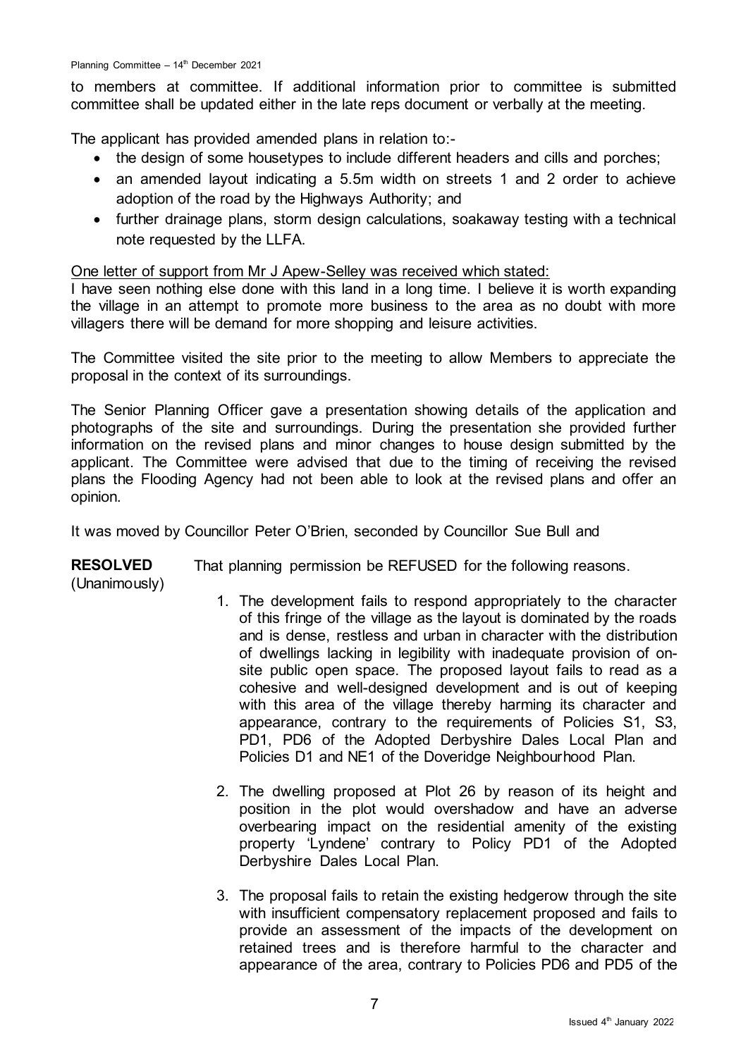to members at committee. If additional information prior to committee is submitted committee shall be updated either in the late reps document or verbally at the meeting.

The applicant has provided amended plans in relation to:-

- the design of some housetypes to include different headers and cills and porches;
- an amended layout indicating a 5.5m width on streets 1 and 2 order to achieve adoption of the road by the Highways Authority; and
- further drainage plans, storm design calculations, soakaway testing with a technical note requested by the LLFA.

<u>One letter of support from Mr J Apew-Selley was received which stated:</u>
I have seen nothing else done with this land in a long time. I believe it is worth expanding the village in an attempt to promote more business to the area as no doubt with more villagers there will be demand for more shopping and leisure activities.

The Committee visited the site prior to the meeting to allow Members to appreciate the proposal in the context of its surroundings.

The Senior Planning Officer gave a presentation showing details of the application and photographs of the site and surroundings. During the presentation she provided further information on the revised plans and minor changes to house design submitted by the applicant. The Committee were advised that due to the timing of receiving the revised plans the Flooding Agency had not been able to look at the revised plans and offer an opinion.

It was moved by Councillor Peter O'Brien, seconded by Councillor Sue Bull and

**RESOLVED** (Unanimously) That planning permission be REFUSED for the following reasons.

1. The development fails to respond appropriately to the character of this fringe of the village as the layout is dominated by the roads and is dense, restless and urban in character with the distribution of dwellings lacking in legibility with inadequate provision of on-site public open space. The proposed layout fails to read as a cohesive and well-designed development and is out of keeping with this area of the village thereby harming its character and appearance, contrary to the requirements of Policies S1, S3, PD1, PD6 of the Adopted Derbyshire Dales Local Plan and Policies D1 and NE1 of the Doveridge Neighbourhood Plan.

2. The dwelling proposed at Plot 26 by reason of its height and position in the plot would overshadow and have an adverse overbearing impact on the residential amenity of the existing property 'Lyndene' contrary to Policy PD1 of the Adopted Derbyshire Dales Local Plan.

3. The proposal fails to retain the existing hedgerow through the site with insufficient compensatory replacement proposed and fails to provide an assessment of the impacts of the development on retained trees and is therefore harmful to the character and appearance of the area, contrary to Policies PD6 and PD5 of the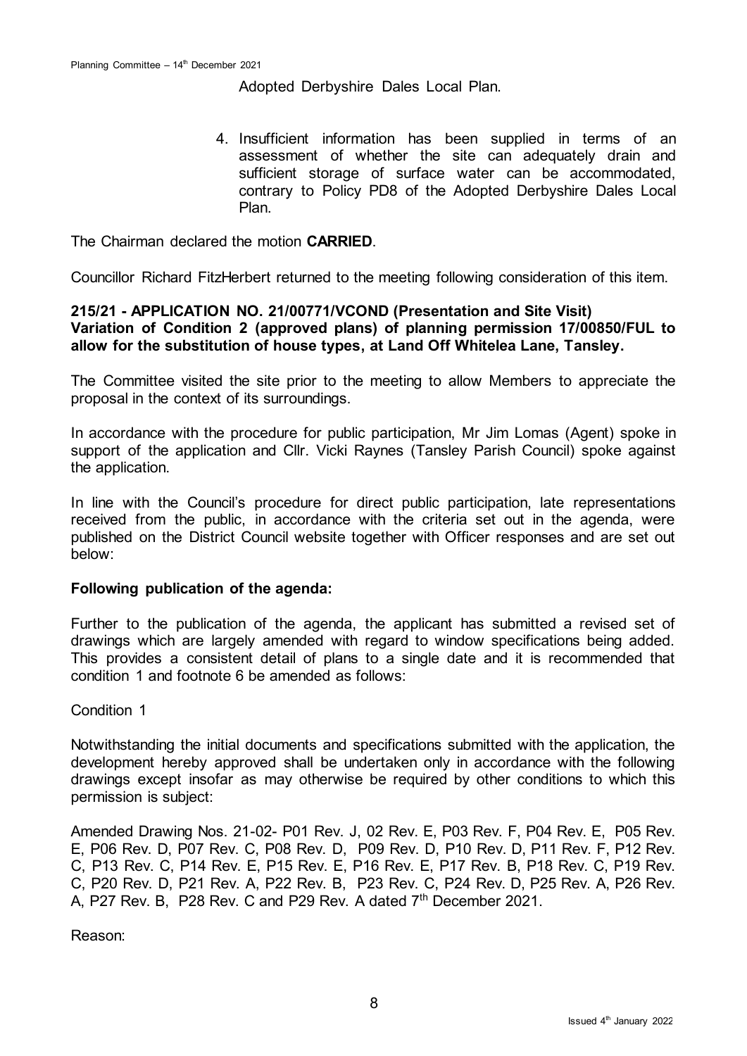Adopted Derbyshire Dales Local Plan.

4. Insufficient information has been supplied in terms of an assessment of whether the site can adequately drain and sufficient storage of surface water can be accommodated, contrary to Policy PD8 of the Adopted Derbyshire Dales Local Plan.

The Chairman declared the motion **CARRIED**.

Councillor Richard FitzHerbert returned to the meeting following consideration of this item.

**215/21 - APPLICATION NO. 21/00771/VCOND (Presentation and Site Visit)**
**Variation of Condition 2 (approved plans) of planning permission 17/00850/FUL to allow for the substitution of house types, at Land Off Whitelea Lane, Tansley.**

The Committee visited the site prior to the meeting to allow Members to appreciate the proposal in the context of its surroundings.

In accordance with the procedure for public participation, Mr Jim Lomas (Agent) spoke in support of the application and Cllr. Vicki Raynes (Tansley Parish Council) spoke against the application.

In line with the Council's procedure for direct public participation, late representations received from the public, in accordance with the criteria set out in the agenda, were published on the District Council website together with Officer responses and are set out below:

**Following publication of the agenda:**

Further to the publication of the agenda, the applicant has submitted a revised set of drawings which are largely amended with regard to window specifications being added. This provides a consistent detail of plans to a single date and it is recommended that condition 1 and footnote 6 be amended as follows:

Condition 1

Notwithstanding the initial documents and specifications submitted with the application, the development hereby approved shall be undertaken only in accordance with the following drawings except insofar as may otherwise be required by other conditions to which this permission is subject:

Amended Drawing Nos. 21-02- P01 Rev. J, 02 Rev. E, P03 Rev. F, P04 Rev. E, P05 Rev. E, P06 Rev. D, P07 Rev. C, P08 Rev. D, P09 Rev. D, P10 Rev. D, P11 Rev. F, P12 Rev. C, P13 Rev. C, P14 Rev. E, P15 Rev. E, P16 Rev. E, P17 Rev. B, P18 Rev. C, P19 Rev. C, P20 Rev. D, P21 Rev. A, P22 Rev. B, P23 Rev. C, P24 Rev. D, P25 Rev. A, P26 Rev. A, P27 Rev. B, P28 Rev. C and P29 Rev. A dated 7th December 2021.

Reason: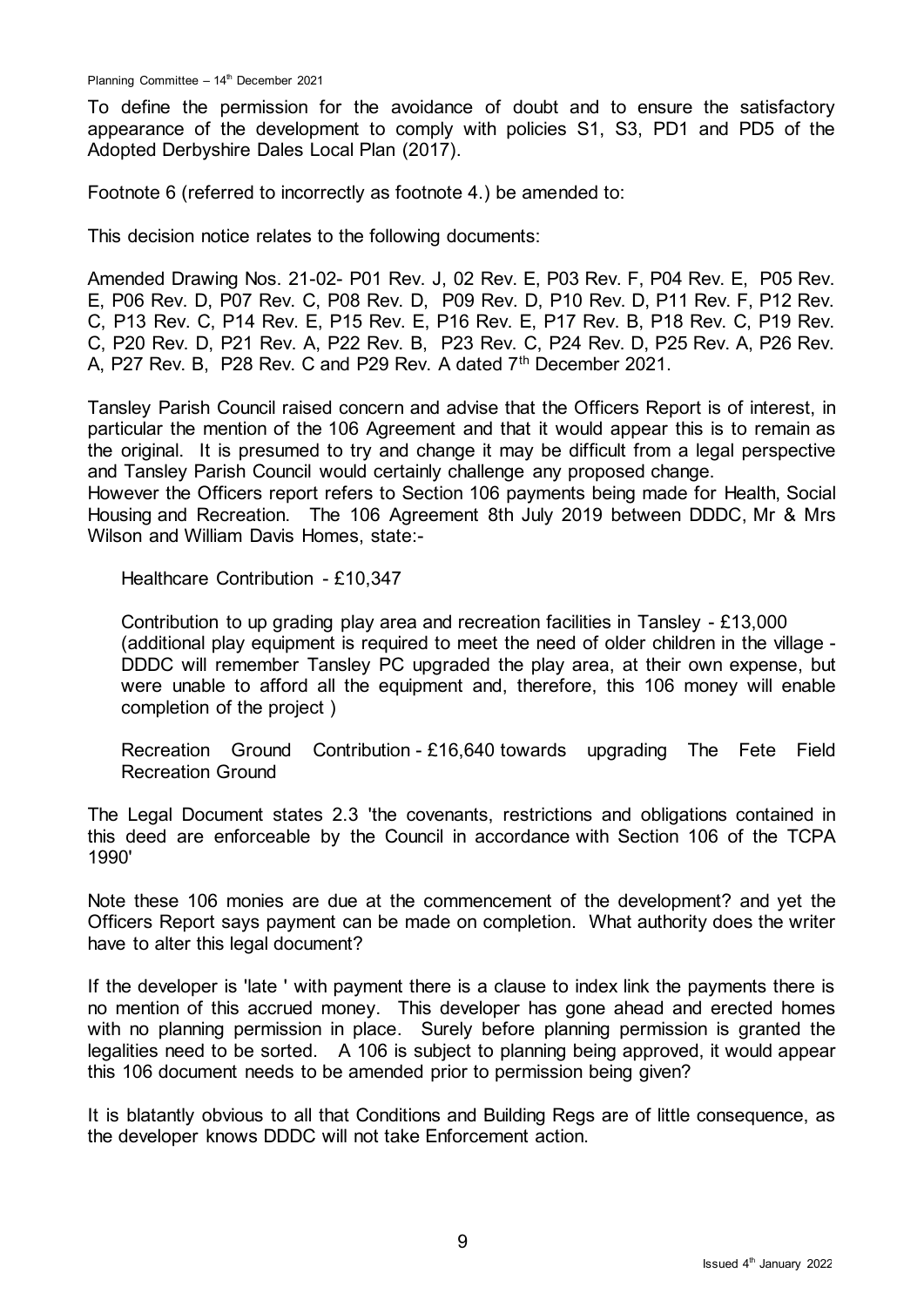To define the permission for the avoidance of doubt and to ensure the satisfactory appearance of the development to comply with policies S1, S3, PD1 and PD5 of the Adopted Derbyshire Dales Local Plan (2017).

Footnote 6 (referred to incorrectly as footnote 4.) be amended to:

This decision notice relates to the following documents:

Amended Drawing Nos. 21-02- P01 Rev. J, 02 Rev. E, P03 Rev. F, P04 Rev. E, P05 Rev. E, P06 Rev. D, P07 Rev. C, P08 Rev. D, P09 Rev. D, P10 Rev. D, P11 Rev. F, P12 Rev. C, P13 Rev. C, P14 Rev. E, P15 Rev. E, P16 Rev. E, P17 Rev. B, P18 Rev. C, P19 Rev. C, P20 Rev. D, P21 Rev. A, P22 Rev. B, P23 Rev. C, P24 Rev. D, P25 Rev. A, P26 Rev. A, P27 Rev. B, P28 Rev. C and P29 Rev. A dated 7th December 2021.

Tansley Parish Council raised concern and advise that the Officers Report is of interest, in particular the mention of the 106 Agreement and that it would appear this is to remain as the original. It is presumed to try and change it may be difficult from a legal perspective and Tansley Parish Council would certainly challenge any proposed change.
However the Officers report refers to Section 106 payments being made for Health, Social Housing and Recreation. The 106 Agreement 8th July 2019 between DDDC, Mr & Mrs Wilson and William Davis Homes, state:-

Healthcare Contribution - £10,347

Contribution to up grading play area and recreation facilities in Tansley - £13,000 (additional play equipment is required to meet the need of older children in the village - DDDC will remember Tansley PC upgraded the play area, at their own expense, but were unable to afford all the equipment and, therefore, this 106 money will enable completion of the project )

Recreation Ground Contribution - £16,640 towards upgrading The Fete Field Recreation Ground

The Legal Document states 2.3 'the covenants, restrictions and obligations contained in this deed are enforceable by the Council in accordance with Section 106 of the TCPA 1990'

Note these 106 monies are due at the commencement of the development? and yet the Officers Report says payment can be made on completion. What authority does the writer have to alter this legal document?

If the developer is 'late ' with payment there is a clause to index link the payments there is no mention of this accrued money. This developer has gone ahead and erected homes with no planning permission in place. Surely before planning permission is granted the legalities need to be sorted. A 106 is subject to planning being approved, it would appear this 106 document needs to be amended prior to permission being given?

It is blatantly obvious to all that Conditions and Building Regs are of little consequence, as the developer knows DDDC will not take Enforcement action.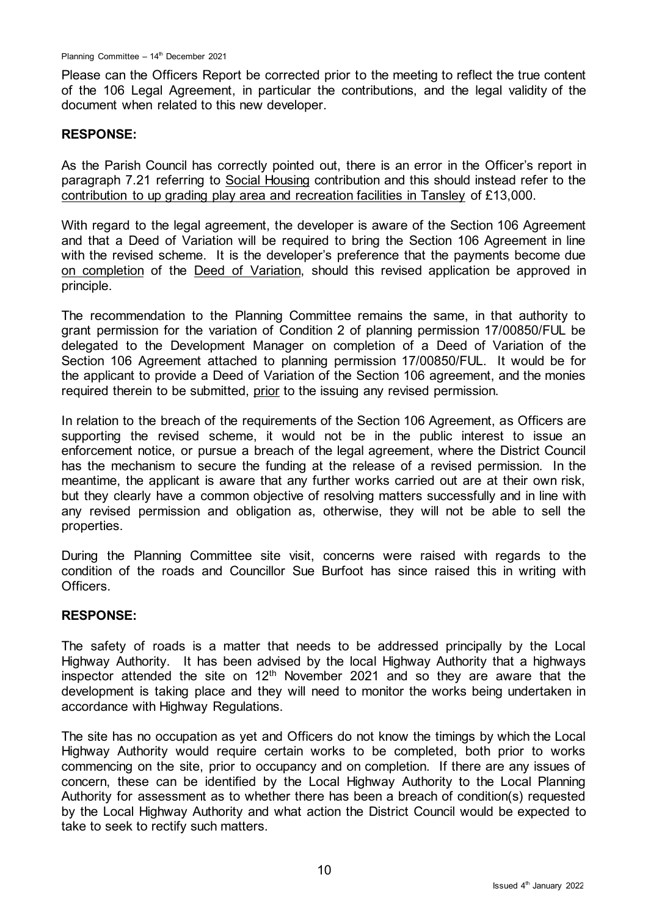Please can the Officers Report be corrected prior to the meeting to reflect the true content of the 106 Legal Agreement, in particular the contributions, and the legal validity of the document when related to this new developer.

**RESPONSE:**

As the Parish Council has correctly pointed out, there is an error in the Officer's report in paragraph 7.21 referring to <u>Social Housing</u> contribution and this should instead refer to the <u>contribution to up grading play area and recreation facilities in Tansley</u> of £13,000.

With regard to the legal agreement, the developer is aware of the Section 106 Agreement and that a Deed of Variation will be required to bring the Section 106 Agreement in line with the revised scheme. It is the developer's preference that the payments become due <u>on completion</u> of the <u>Deed of Variation</u>, should this revised application be approved in principle.

The recommendation to the Planning Committee remains the same, in that authority to grant permission for the variation of Condition 2 of planning permission 17/00850/FUL be delegated to the Development Manager on completion of a Deed of Variation of the Section 106 Agreement attached to planning permission 17/00850/FUL. It would be for the applicant to provide a Deed of Variation of the Section 106 agreement, and the monies required therein to be submitted, <u>prior</u> to the issuing any revised permission.

In relation to the breach of the requirements of the Section 106 Agreement, as Officers are supporting the revised scheme, it would not be in the public interest to issue an enforcement notice, or pursue a breach of the legal agreement, where the District Council has the mechanism to secure the funding at the release of a revised permission. In the meantime, the applicant is aware that any further works carried out are at their own risk, but they clearly have a common objective of resolving matters successfully and in line with any revised permission and obligation as, otherwise, they will not be able to sell the properties.

During the Planning Committee site visit, concerns were raised with regards to the condition of the roads and Councillor Sue Burfoot has since raised this in writing with Officers.

**RESPONSE:**

The safety of roads is a matter that needs to be addressed principally by the Local Highway Authority. It has been advised by the local Highway Authority that a highways inspector attended the site on 12th November 2021 and so they are aware that the development is taking place and they will need to monitor the works being undertaken in accordance with Highway Regulations.

The site has no occupation as yet and Officers do not know the timings by which the Local Highway Authority would require certain works to be completed, both prior to works commencing on the site, prior to occupancy and on completion. If there are any issues of concern, these can be identified by the Local Highway Authority to the Local Planning Authority for assessment as to whether there has been a breach of condition(s) requested by the Local Highway Authority and what action the District Council would be expected to take to seek to rectify such matters.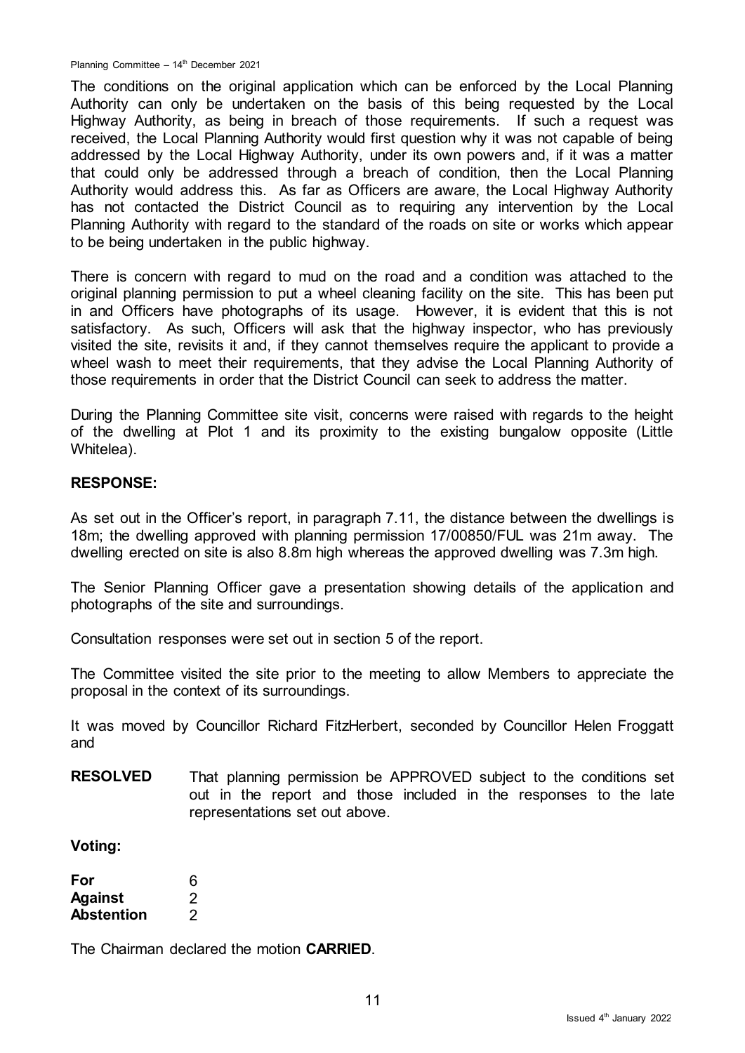The conditions on the original application which can be enforced by the Local Planning Authority can only be undertaken on the basis of this being requested by the Local Highway Authority, as being in breach of those requirements. If such a request was received, the Local Planning Authority would first question why it was not capable of being addressed by the Local Highway Authority, under its own powers and, if it was a matter that could only be addressed through a breach of condition, then the Local Planning Authority would address this. As far as Officers are aware, the Local Highway Authority has not contacted the District Council as to requiring any intervention by the Local Planning Authority with regard to the standard of the roads on site or works which appear to be being undertaken in the public highway.

There is concern with regard to mud on the road and a condition was attached to the original planning permission to put a wheel cleaning facility on the site. This has been put in and Officers have photographs of its usage. However, it is evident that this is not satisfactory. As such, Officers will ask that the highway inspector, who has previously visited the site, revisits it and, if they cannot themselves require the applicant to provide a wheel wash to meet their requirements, that they advise the Local Planning Authority of those requirements in order that the District Council can seek to address the matter.

During the Planning Committee site visit, concerns were raised with regards to the height of the dwelling at Plot 1 and its proximity to the existing bungalow opposite (Little Whitelea).

**RESPONSE:**

As set out in the Officer's report, in paragraph 7.11, the distance between the dwellings is 18m; the dwelling approved with planning permission 17/00850/FUL was 21m away. The dwelling erected on site is also 8.8m high whereas the approved dwelling was 7.3m high.

The Senior Planning Officer gave a presentation showing details of the application and photographs of the site and surroundings.

Consultation responses were set out in section 5 of the report.

The Committee visited the site prior to the meeting to allow Members to appreciate the proposal in the context of its surroundings.

It was moved by Councillor Richard FitzHerbert, seconded by Councillor Helen Froggatt and

**RESOLVED** That planning permission be APPROVED subject to the conditions set out in the report and those included in the responses to the late representations set out above.

**Voting:**

| | |
|---|---|
| **For** | 6 |
| **Against** | 2 |
| **Abstention** | 2 |

The Chairman declared the motion **CARRIED**.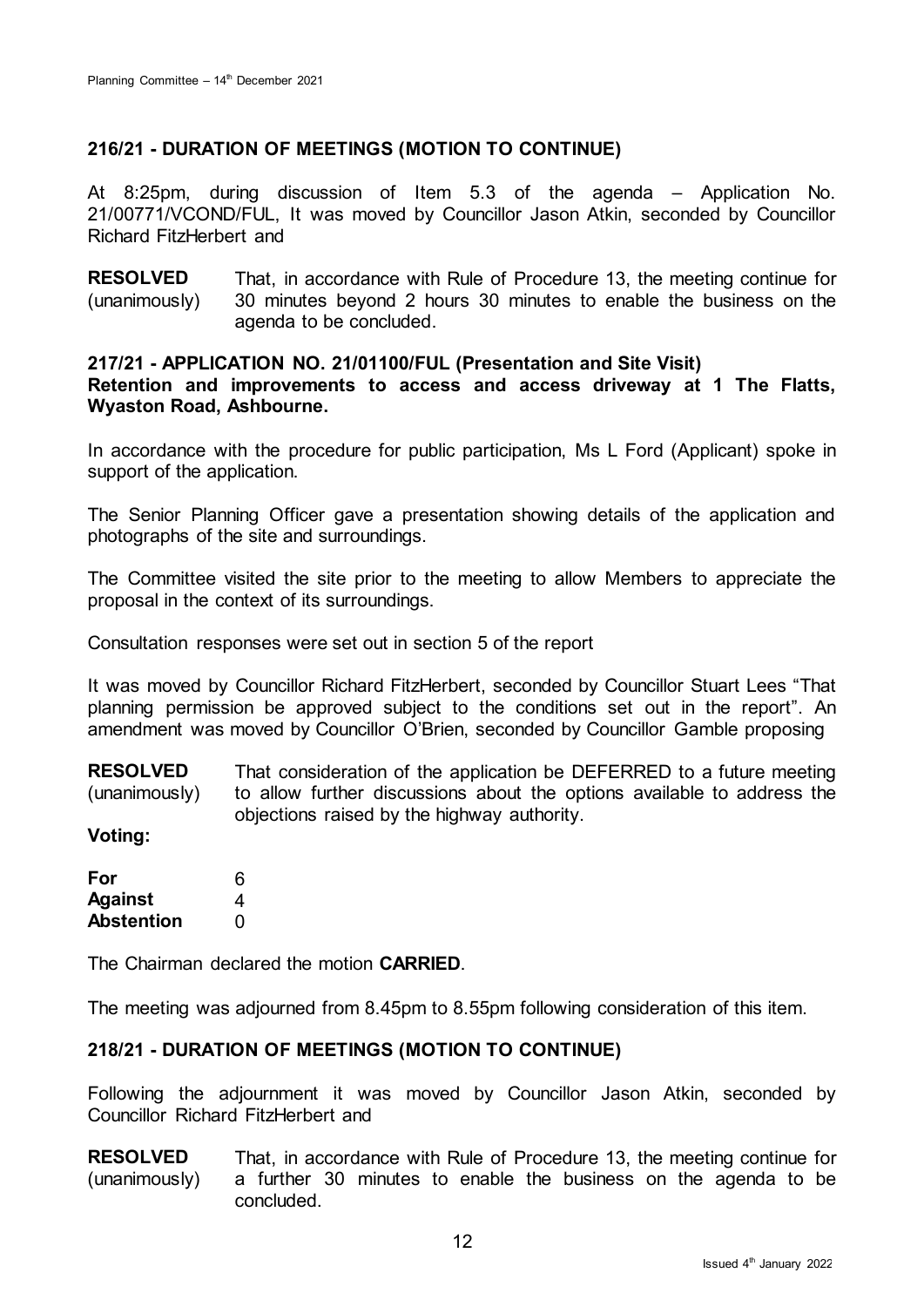## 216/21 - DURATION OF MEETINGS (MOTION TO CONTINUE)

At 8:25pm, during discussion of Item 5.3 of the agenda – Application No. 21/00771/VCOND/FUL, It was moved by Councillor Jason Atkin, seconded by Councillor Richard FitzHerbert and

**RESOLVED** (unanimously) That, in accordance with Rule of Procedure 13, the meeting continue for 30 minutes beyond 2 hours 30 minutes to enable the business on the agenda to be concluded.

## 217/21 - APPLICATION NO. 21/01100/FUL (Presentation and Site Visit)

**Retention and improvements to access and access driveway at 1 The Flatts, Wyaston Road, Ashbourne.**

In accordance with the procedure for public participation, Ms L Ford (Applicant) spoke in support of the application.

The Senior Planning Officer gave a presentation showing details of the application and photographs of the site and surroundings.

The Committee visited the site prior to the meeting to allow Members to appreciate the proposal in the context of its surroundings.

Consultation responses were set out in section 5 of the report

It was moved by Councillor Richard FitzHerbert, seconded by Councillor Stuart Lees "That planning permission be approved subject to the conditions set out in the report". An amendment was moved by Councillor O'Brien, seconded by Councillor Gamble proposing

**RESOLVED** (unanimously) That consideration of the application be DEFERRED to a future meeting to allow further discussions about the options available to address the objections raised by the highway authority.

**Voting:**

| | |
|---|---|
| **For** | 6 |
| **Against** | 4 |
| **Abstention** | 0 |

The Chairman declared the motion **CARRIED**.

The meeting was adjourned from 8.45pm to 8.55pm following consideration of this item.

## 218/21 - DURATION OF MEETINGS (MOTION TO CONTINUE)

Following the adjournment it was moved by Councillor Jason Atkin, seconded by Councillor Richard FitzHerbert and

**RESOLVED** (unanimously) That, in accordance with Rule of Procedure 13, the meeting continue for a further 30 minutes to enable the business on the agenda to be concluded.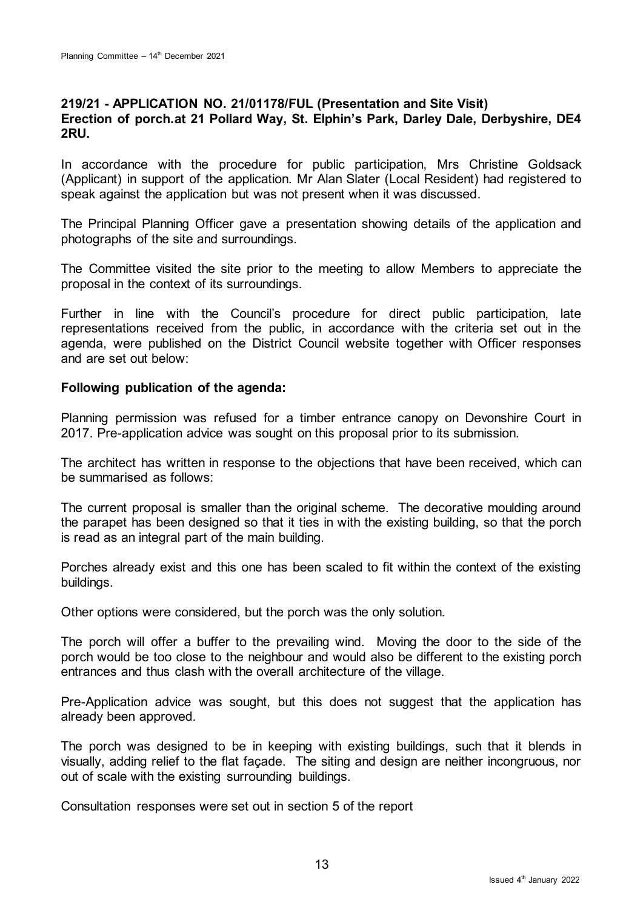### 219/21 - APPLICATION NO. 21/01178/FUL (Presentation and Site Visit)

**Erection of porch.at 21 Pollard Way, St. Elphin's Park, Darley Dale, Derbyshire, DE4 2RU.**

In accordance with the procedure for public participation, Mrs Christine Goldsack (Applicant) in support of the application. Mr Alan Slater (Local Resident) had registered to speak against the application but was not present when it was discussed.

The Principal Planning Officer gave a presentation showing details of the application and photographs of the site and surroundings.

The Committee visited the site prior to the meeting to allow Members to appreciate the proposal in the context of its surroundings.

Further in line with the Council's procedure for direct public participation, late representations received from the public, in accordance with the criteria set out in the agenda, were published on the District Council website together with Officer responses and are set out below:

**Following publication of the agenda:**

Planning permission was refused for a timber entrance canopy on Devonshire Court in 2017. Pre-application advice was sought on this proposal prior to its submission.

The architect has written in response to the objections that have been received, which can be summarised as follows:

The current proposal is smaller than the original scheme. The decorative moulding around the parapet has been designed so that it ties in with the existing building, so that the porch is read as an integral part of the main building.

Porches already exist and this one has been scaled to fit within the context of the existing buildings.

Other options were considered, but the porch was the only solution.

The porch will offer a buffer to the prevailing wind. Moving the door to the side of the porch would be too close to the neighbour and would also be different to the existing porch entrances and thus clash with the overall architecture of the village.

Pre-Application advice was sought, but this does not suggest that the application has already been approved.

The porch was designed to be in keeping with existing buildings, such that it blends in visually, adding relief to the flat façade. The siting and design are neither incongruous, nor out of scale with the existing surrounding buildings.

Consultation responses were set out in section 5 of the report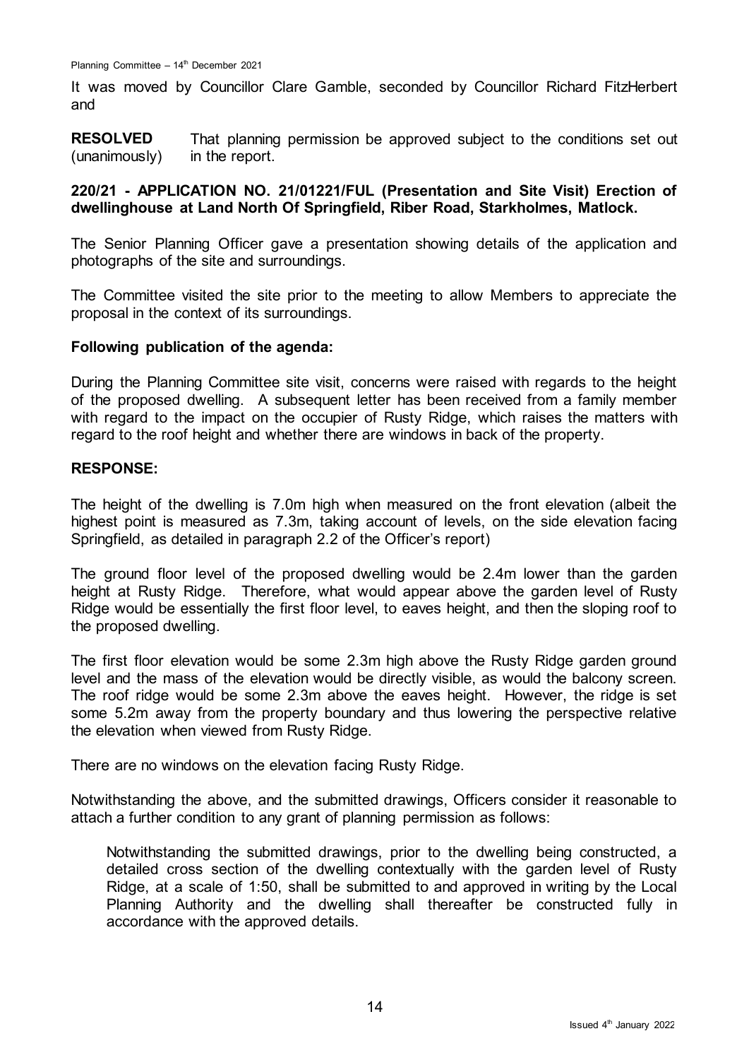It was moved by Councillor Clare Gamble, seconded by Councillor Richard FitzHerbert and

**RESOLVED** (unanimously) That planning permission be approved subject to the conditions set out in the report.

**220/21 - APPLICATION NO. 21/01221/FUL (Presentation and Site Visit) Erection of dwellinghouse at Land North Of Springfield, Riber Road, Starkholmes, Matlock.**

The Senior Planning Officer gave a presentation showing details of the application and photographs of the site and surroundings.

The Committee visited the site prior to the meeting to allow Members to appreciate the proposal in the context of its surroundings.

**Following publication of the agenda:**

During the Planning Committee site visit, concerns were raised with regards to the height of the proposed dwelling. A subsequent letter has been received from a family member with regard to the impact on the occupier of Rusty Ridge, which raises the matters with regard to the roof height and whether there are windows in back of the property.

**RESPONSE:**

The height of the dwelling is 7.0m high when measured on the front elevation (albeit the highest point is measured as 7.3m, taking account of levels, on the side elevation facing Springfield, as detailed in paragraph 2.2 of the Officer's report)

The ground floor level of the proposed dwelling would be 2.4m lower than the garden height at Rusty Ridge. Therefore, what would appear above the garden level of Rusty Ridge would be essentially the first floor level, to eaves height, and then the sloping roof to the proposed dwelling.

The first floor elevation would be some 2.3m high above the Rusty Ridge garden ground level and the mass of the elevation would be directly visible, as would the balcony screen. The roof ridge would be some 2.3m above the eaves height. However, the ridge is set some 5.2m away from the property boundary and thus lowering the perspective relative the elevation when viewed from Rusty Ridge.

There are no windows on the elevation facing Rusty Ridge.

Notwithstanding the above, and the submitted drawings, Officers consider it reasonable to attach a further condition to any grant of planning permission as follows:

> Notwithstanding the submitted drawings, prior to the dwelling being constructed, a detailed cross section of the dwelling contextually with the garden level of Rusty Ridge, at a scale of 1:50, shall be submitted to and approved in writing by the Local Planning Authority and the dwelling shall thereafter be constructed fully in accordance with the approved details.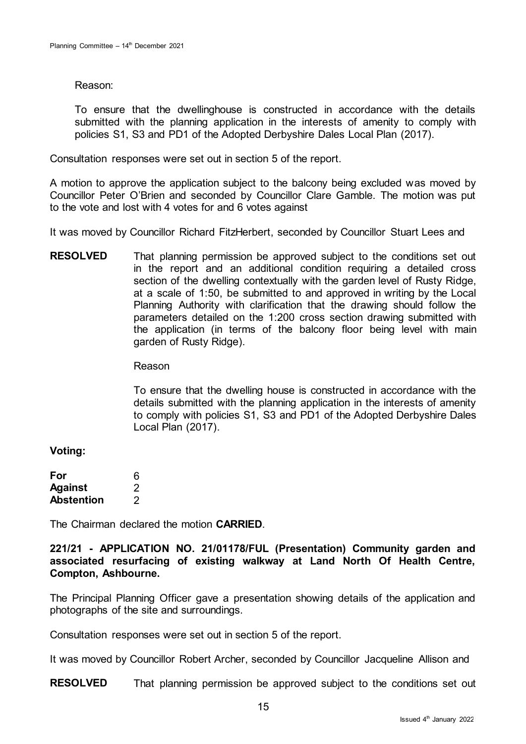Reason:

To ensure that the dwellinghouse is constructed in accordance with the details submitted with the planning application in the interests of amenity to comply with policies S1, S3 and PD1 of the Adopted Derbyshire Dales Local Plan (2017).

Consultation responses were set out in section 5 of the report.

A motion to approve the application subject to the balcony being excluded was moved by Councillor Peter O'Brien and seconded by Councillor Clare Gamble. The motion was put to the vote and lost with 4 votes for and 6 votes against

It was moved by Councillor Richard FitzHerbert, seconded by Councillor Stuart Lees and

**RESOLVED** That planning permission be approved subject to the conditions set out in the report and an additional condition requiring a detailed cross section of the dwelling contextually with the garden level of Rusty Ridge, at a scale of 1:50, be submitted to and approved in writing by the Local Planning Authority with clarification that the drawing should follow the parameters detailed on the 1:200 cross section drawing submitted with the application (in terms of the balcony floor being level with main garden of Rusty Ridge).

Reason

To ensure that the dwelling house is constructed in accordance with the details submitted with the planning application in the interests of amenity to comply with policies S1, S3 and PD1 of the Adopted Derbyshire Dales Local Plan (2017).

**Voting:**

| | |
|---|---|
| **For** | 6 |
| **Against** | 2 |
| **Abstention** | 2 |

The Chairman declared the motion **CARRIED**.

**221/21 - APPLICATION NO. 21/01178/FUL (Presentation) Community garden and associated resurfacing of existing walkway at Land North Of Health Centre, Compton, Ashbourne.**

The Principal Planning Officer gave a presentation showing details of the application and photographs of the site and surroundings.

Consultation responses were set out in section 5 of the report.

It was moved by Councillor Robert Archer, seconded by Councillor Jacqueline Allison and

**RESOLVED** That planning permission be approved subject to the conditions set out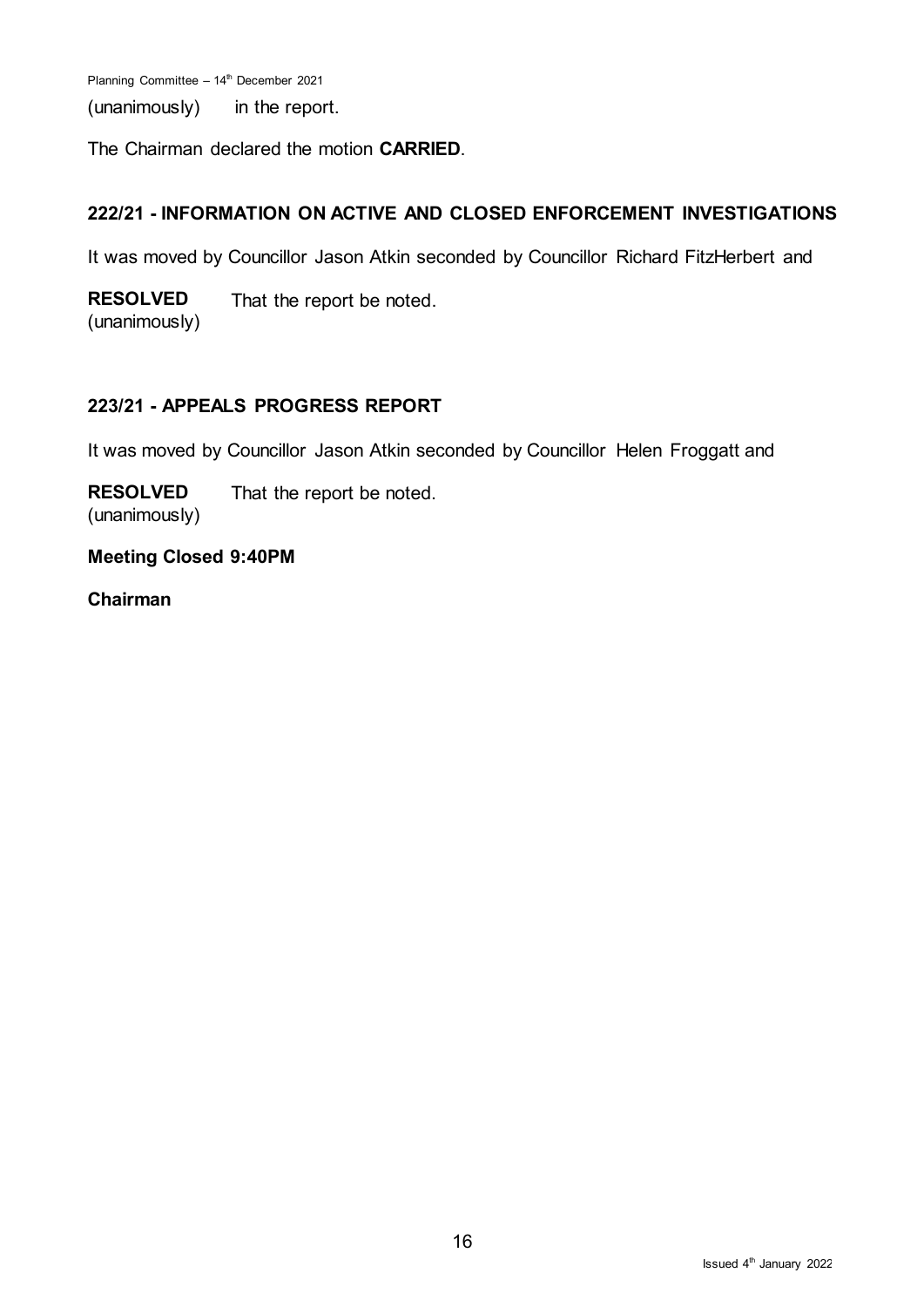(unanimously) in the report.

The Chairman declared the motion **CARRIED**.

## 222/21 - INFORMATION ON ACTIVE AND CLOSED ENFORCEMENT INVESTIGATIONS

It was moved by Councillor Jason Atkin seconded by Councillor Richard FitzHerbert and

**RESOLVED** (unanimously) That the report be noted.

## 223/21 - APPEALS PROGRESS REPORT

It was moved by Councillor Jason Atkin seconded by Councillor Helen Froggatt and

**RESOLVED** (unanimously) That the report be noted.

**Meeting Closed 9:40PM**

**Chairman**

Issued 4th January 2022